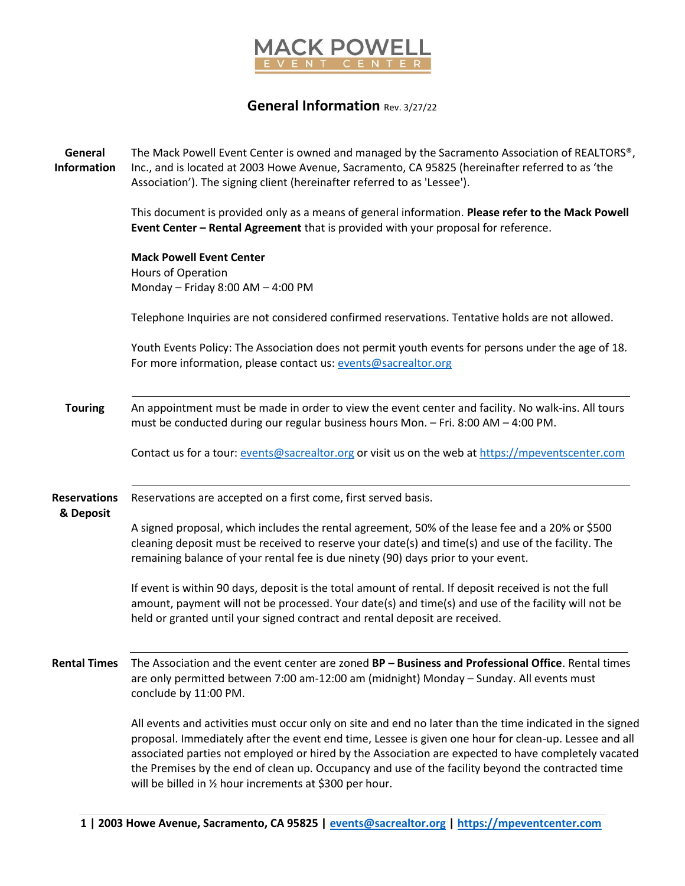# MACK POWELL EVENT CENTER

## General Information Rev. 3/27/22

**General Information**

The Mack Powell Event Center is owned and managed by the Sacramento Association of REALTORS®, Inc., and is located at 2003 Howe Avenue, Sacramento, CA 95825 (hereinafter referred to as 'the Association'). The signing client (hereinafter referred to as 'Lessee').

This document is provided only as a means of general information. **Please refer to the Mack Powell Event Center – Rental Agreement** that is provided with your proposal for reference.

**Mack Powell Event Center**
Hours of Operation
Monday – Friday 8:00 AM – 4:00 PM

Telephone Inquiries are not considered confirmed reservations. Tentative holds are not allowed.

Youth Events Policy: The Association does not permit youth events for persons under the age of 18. For more information, please contact us: events@sacrealtor.org

---

**Touring**

An appointment must be made in order to view the event center and facility. No walk-ins. All tours must be conducted during our regular business hours Mon. – Fri. 8:00 AM – 4:00 PM.

Contact us for a tour: events@sacrealtor.org or visit us on the web at https://mpeventscenter.com

---

**Reservations & Deposit**

Reservations are accepted on a first come, first served basis.

A signed proposal, which includes the rental agreement, 50% of the lease fee and a 20% or $500 cleaning deposit must be received to reserve your date(s) and time(s) and use of the facility. The remaining balance of your rental fee is due ninety (90) days prior to your event.

If event is within 90 days, deposit is the total amount of rental. If deposit received is not the full amount, payment will not be processed. Your date(s) and time(s) and use of the facility will not be held or granted until your signed contract and rental deposit are received.

---

**Rental Times**

The Association and the event center are zoned **BP – Business and Professional Office**. Rental times are only permitted between 7:00 am-12:00 am (midnight) Monday – Sunday. All events must conclude by 11:00 PM.

All events and activities must occur only on site and end no later than the time indicated in the signed proposal. Immediately after the event end time, Lessee is given one hour for clean-up. Lessee and all associated parties not employed or hired by the Association are expected to have completely vacated the Premises by the end of clean up. Occupancy and use of the facility beyond the contracted time will be billed in ½ hour increments at $300 per hour.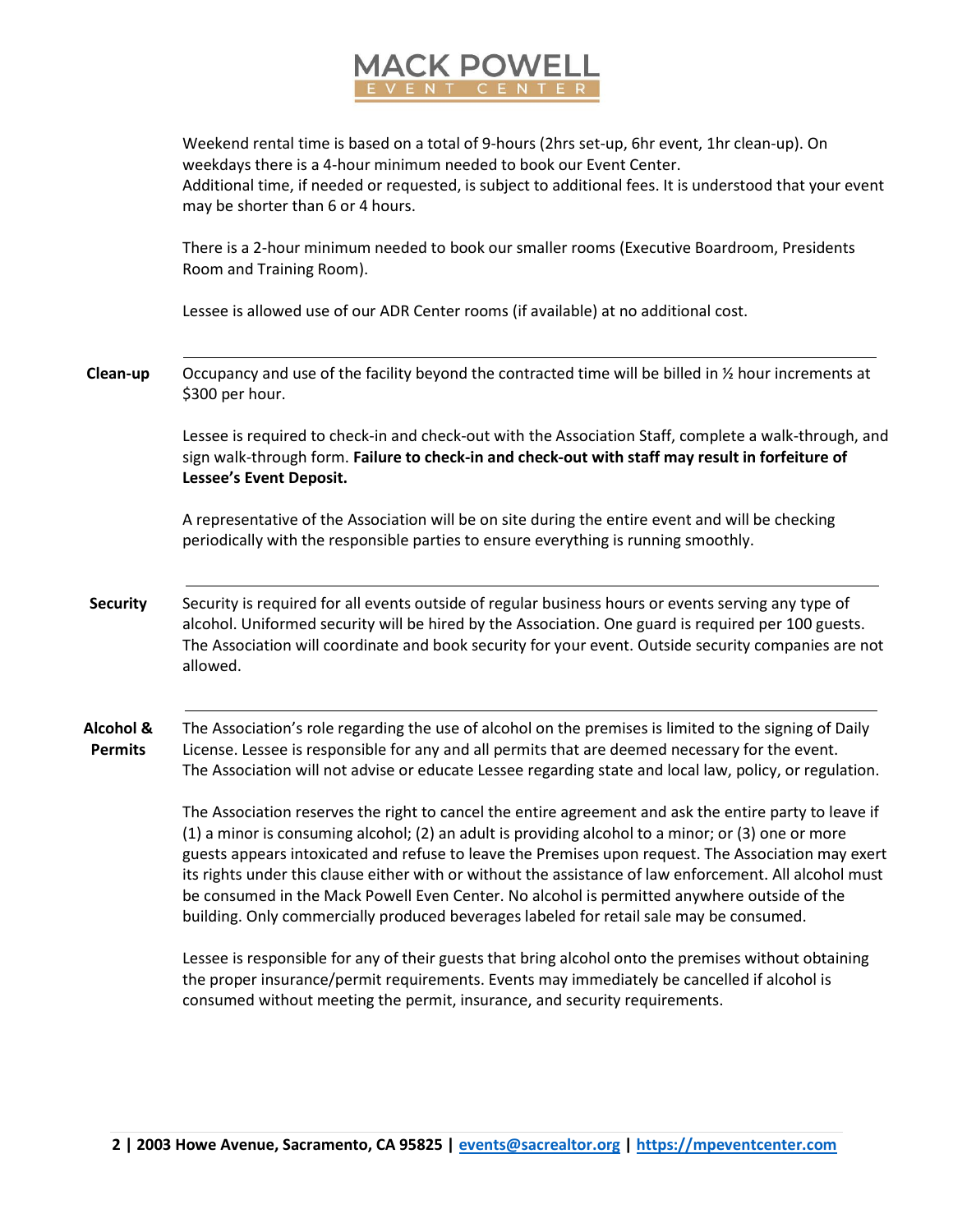Weekend rental time is based on a total of 9-hours (2hrs set-up, 6hr event, 1hr clean-up). On weekdays there is a 4-hour minimum needed to book our Event Center.
Additional time, if needed or requested, is subject to additional fees. It is understood that your event may be shorter than 6 or 4 hours.

There is a 2-hour minimum needed to book our smaller rooms (Executive Boardroom, Presidents Room and Training Room).

Lessee is allowed use of our ADR Center rooms (if available) at no additional cost.

---

**Clean-up**

Occupancy and use of the facility beyond the contracted time will be billed in ½ hour increments at $300 per hour.

Lessee is required to check-in and check-out with the Association Staff, complete a walk-through, and sign walk-through form. **Failure to check-in and check-out with staff may result in forfeiture of Lessee's Event Deposit.**

A representative of the Association will be on site during the entire event and will be checking periodically with the responsible parties to ensure everything is running smoothly.

---

**Security**

Security is required for all events outside of regular business hours or events serving any type of alcohol. Uniformed security will be hired by the Association. One guard is required per 100 guests. The Association will coordinate and book security for your event. Outside security companies are not allowed.

---

**Alcohol & Permits**

The Association's role regarding the use of alcohol on the premises is limited to the signing of Daily License. Lessee is responsible for any and all permits that are deemed necessary for the event. The Association will not advise or educate Lessee regarding state and local law, policy, or regulation.

The Association reserves the right to cancel the entire agreement and ask the entire party to leave if (1) a minor is consuming alcohol; (2) an adult is providing alcohol to a minor; or (3) one or more guests appears intoxicated and refuse to leave the Premises upon request. The Association may exert its rights under this clause either with or without the assistance of law enforcement. All alcohol must be consumed in the Mack Powell Even Center. No alcohol is permitted anywhere outside of the building. Only commercially produced beverages labeled for retail sale may be consumed.

Lessee is responsible for any of their guests that bring alcohol onto the premises without obtaining the proper insurance/permit requirements. Events may immediately be cancelled if alcohol is consumed without meeting the permit, insurance, and security requirements.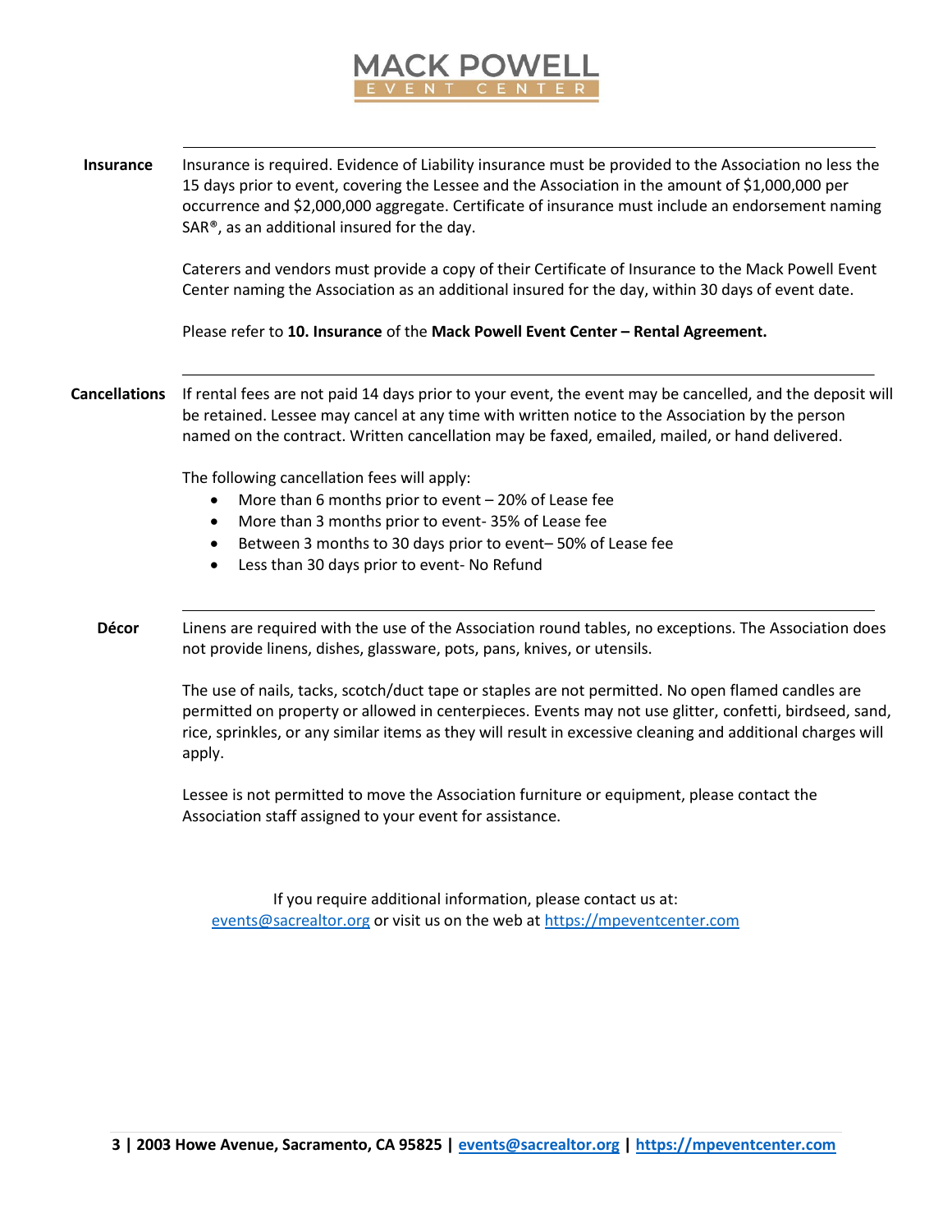# MACK POWELL
EVENT CENTER

---

**Insurance**

Insurance is required. Evidence of Liability insurance must be provided to the Association no less the 15 days prior to event, covering the Lessee and the Association in the amount of $1,000,000 per occurrence and $2,000,000 aggregate. Certificate of insurance must include an endorsement naming SAR®, as an additional insured for the day.

Caterers and vendors must provide a copy of their Certificate of Insurance to the Mack Powell Event Center naming the Association as an additional insured for the day, within 30 days of event date.

Please refer to **10. Insurance** of the **Mack Powell Event Center – Rental Agreement.**

---

**Cancellations**

If rental fees are not paid 14 days prior to your event, the event may be cancelled, and the deposit will be retained. Lessee may cancel at any time with written notice to the Association by the person named on the contract. Written cancellation may be faxed, emailed, mailed, or hand delivered.

The following cancellation fees will apply:

- More than 6 months prior to event – 20% of Lease fee
- More than 3 months prior to event- 35% of Lease fee
- Between 3 months to 30 days prior to event– 50% of Lease fee
- Less than 30 days prior to event- No Refund

---

**Décor**

Linens are required with the use of the Association round tables, no exceptions. The Association does not provide linens, dishes, glassware, pots, pans, knives, or utensils.

The use of nails, tacks, scotch/duct tape or staples are not permitted. No open flamed candles are permitted on property or allowed in centerpieces. Events may not use glitter, confetti, birdseed, sand, rice, sprinkles, or any similar items as they will result in excessive cleaning and additional charges will apply.

Lessee is not permitted to move the Association furniture or equipment, please contact the Association staff assigned to your event for assistance.

If you require additional information, please contact us at:
events@sacrealtor.org or visit us on the web at https://mpeventcenter.com